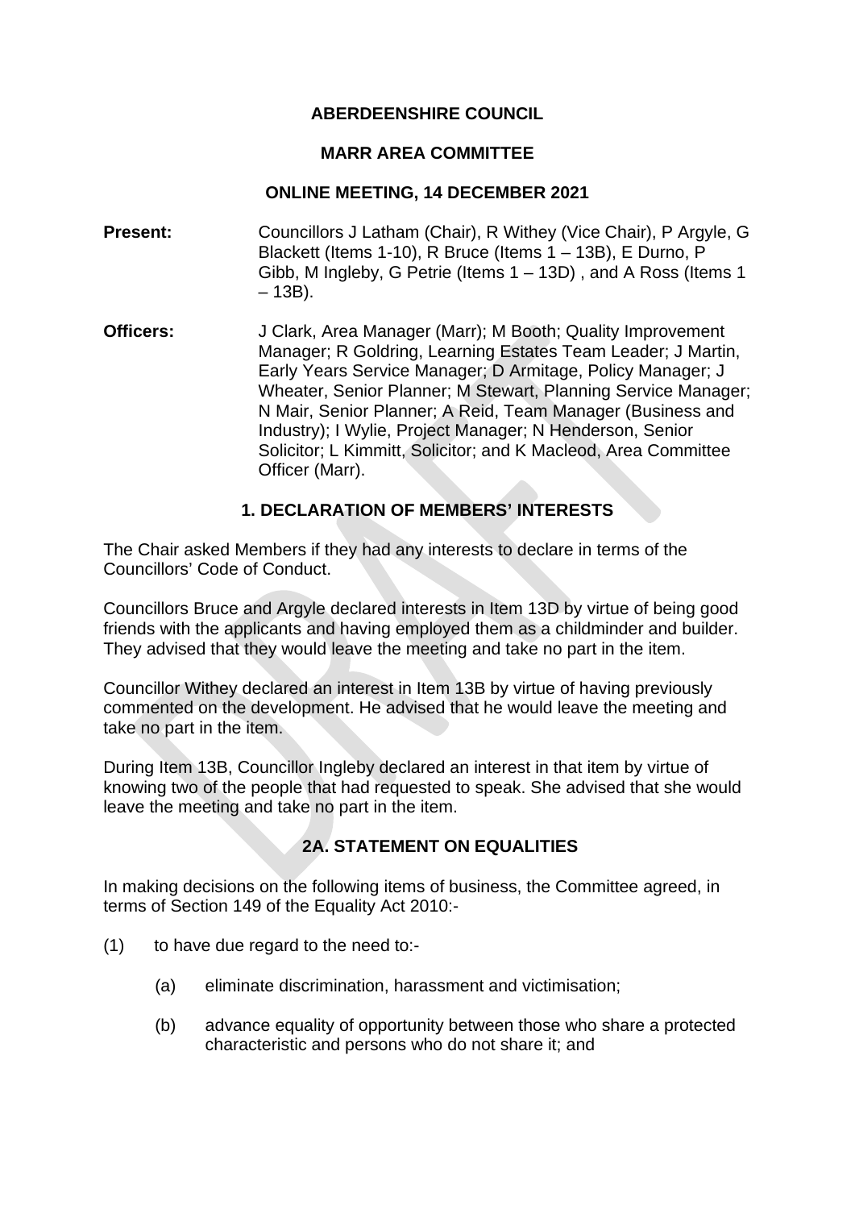**ABERDEENSHIRE COUNCIL**

**MARR AREA COMMITTEE**

**ONLINE MEETING, 14 DECEMBER 2021**

**Present:** Councillors J Latham (Chair), R Withey (Vice Chair), P Argyle, G Blackett (Items 1-10), R Bruce (Items 1 – 13B), E Durno, P Gibb, M Ingleby, G Petrie (Items 1 – 13D) , and A Ross (Items 1 – 13B).

**Officers:** J Clark, Area Manager (Marr); M Booth; Quality Improvement Manager; R Goldring, Learning Estates Team Leader; J Martin, Early Years Service Manager; D Armitage, Policy Manager; J Wheater, Senior Planner; M Stewart, Planning Service Manager; N Mair, Senior Planner; A Reid, Team Manager (Business and Industry); I Wylie, Project Manager; N Henderson, Senior Solicitor; L Kimmitt, Solicitor; and K Macleod, Area Committee Officer (Marr).

## 1. DECLARATION OF MEMBERS' INTERESTS

The Chair asked Members if they had any interests to declare in terms of the Councillors' Code of Conduct.

Councillors Bruce and Argyle declared interests in Item 13D by virtue of being good friends with the applicants and having employed them as a childminder and builder. They advised that they would leave the meeting and take no part in the item.

Councillor Withey declared an interest in Item 13B by virtue of having previously commented on the development. He advised that he would leave the meeting and take no part in the item.

During Item 13B, Councillor Ingleby declared an interest in that item by virtue of knowing two of the people that had requested to speak. She advised that she would leave the meeting and take no part in the item.

## 2A. STATEMENT ON EQUALITIES

In making decisions on the following items of business, the Committee agreed, in terms of Section 149 of the Equality Act 2010:-

(1) to have due regard to the need to:-

- (a) eliminate discrimination, harassment and victimisation;
- (b) advance equality of opportunity between those who share a protected characteristic and persons who do not share it; and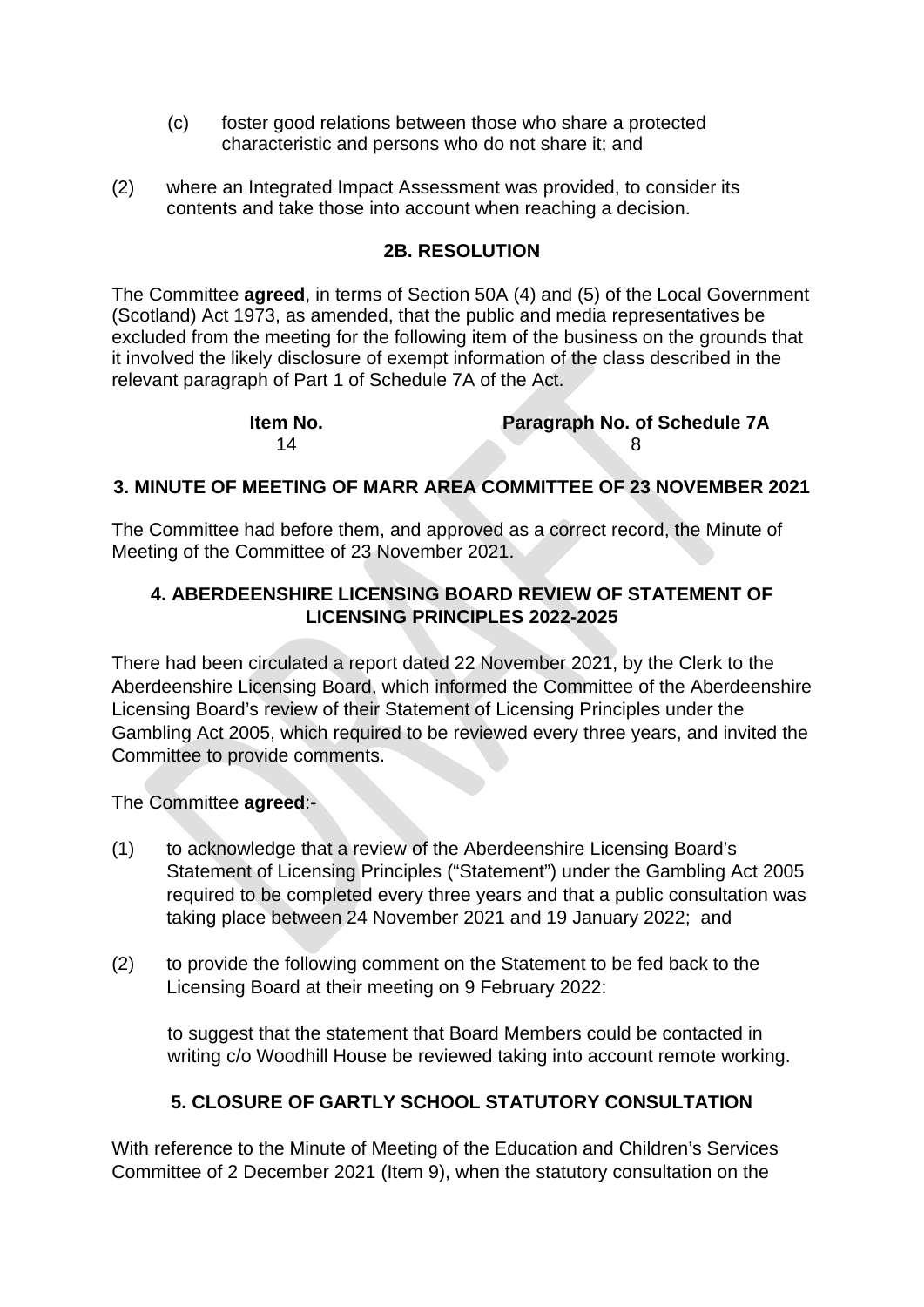(c) foster good relations between those who share a protected characteristic and persons who do not share it; and

(2) where an Integrated Impact Assessment was provided, to consider its contents and take those into account when reaching a decision.

## 2B. RESOLUTION

The Committee **agreed**, in terms of Section 50A (4) and (5) of the Local Government (Scotland) Act 1973, as amended, that the public and media representatives be excluded from the meeting for the following item of the business on the grounds that it involved the likely disclosure of exempt information of the class described in the relevant paragraph of Part 1 of Schedule 7A of the Act.

| Item No. | Paragraph No. of Schedule 7A |
| --- | --- |
| 14 | 8 |

## 3. MINUTE OF MEETING OF MARR AREA COMMITTEE OF 23 NOVEMBER 2021

The Committee had before them, and approved as a correct record, the Minute of Meeting of the Committee of 23 November 2021.

## 4. ABERDEENSHIRE LICENSING BOARD REVIEW OF STATEMENT OF LICENSING PRINCIPLES 2022-2025

There had been circulated a report dated 22 November 2021, by the Clerk to the Aberdeenshire Licensing Board, which informed the Committee of the Aberdeenshire Licensing Board's review of their Statement of Licensing Principles under the Gambling Act 2005, which required to be reviewed every three years, and invited the Committee to provide comments.

The Committee **agreed**:-

(1) to acknowledge that a review of the Aberdeenshire Licensing Board's Statement of Licensing Principles ("Statement") under the Gambling Act 2005 required to be completed every three years and that a public consultation was taking place between 24 November 2021 and 19 January 2022; and

(2) to provide the following comment on the Statement to be fed back to the Licensing Board at their meeting on 9 February 2022:

to suggest that the statement that Board Members could be contacted in writing c/o Woodhill House be reviewed taking into account remote working.

## 5. CLOSURE OF GARTLY SCHOOL STATUTORY CONSULTATION

With reference to the Minute of Meeting of the Education and Children's Services Committee of 2 December 2021 (Item 9), when the statutory consultation on the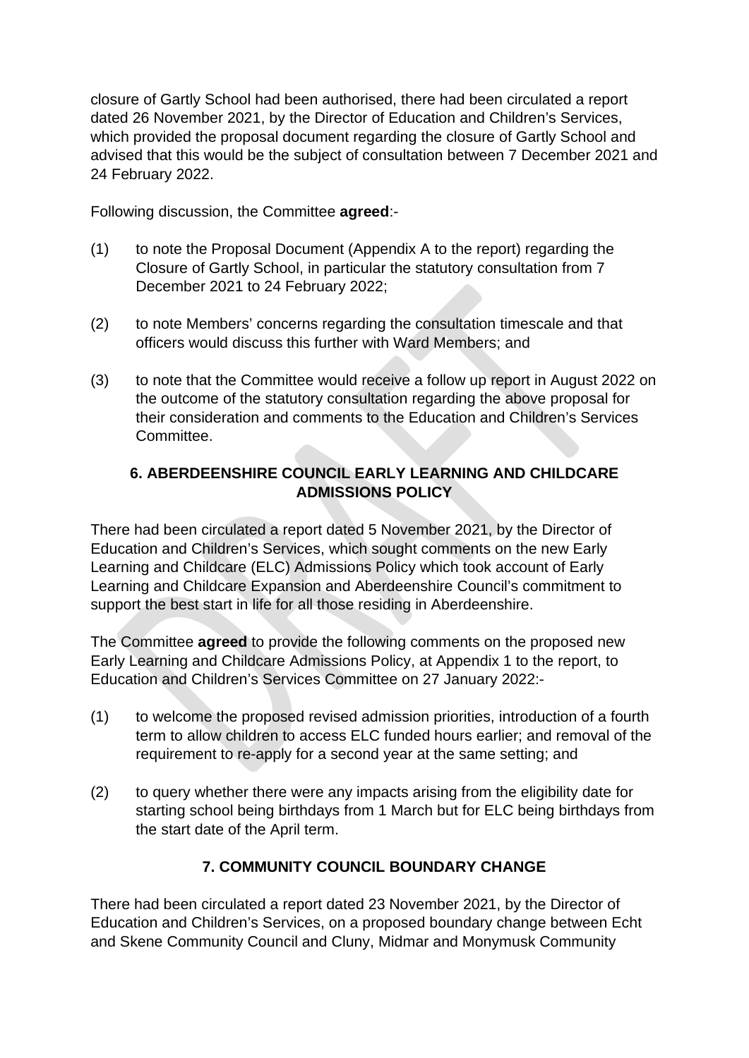closure of Gartly School had been authorised, there had been circulated a report dated 26 November 2021, by the Director of Education and Children's Services, which provided the proposal document regarding the closure of Gartly School and advised that this would be the subject of consultation between 7 December 2021 and 24 February 2022.

Following discussion, the Committee **agreed**:-

(1) to note the Proposal Document (Appendix A to the report) regarding the Closure of Gartly School, in particular the statutory consultation from 7 December 2021 to 24 February 2022;

(2) to note Members' concerns regarding the consultation timescale and that officers would discuss this further with Ward Members; and

(3) to note that the Committee would receive a follow up report in August 2022 on the outcome of the statutory consultation regarding the above proposal for their consideration and comments to the Education and Children's Services Committee.

## 6. ABERDEENSHIRE COUNCIL EARLY LEARNING AND CHILDCARE ADMISSIONS POLICY

There had been circulated a report dated 5 November 2021, by the Director of Education and Children's Services, which sought comments on the new Early Learning and Childcare (ELC) Admissions Policy which took account of Early Learning and Childcare Expansion and Aberdeenshire Council's commitment to support the best start in life for all those residing in Aberdeenshire.

The Committee **agreed** to provide the following comments on the proposed new Early Learning and Childcare Admissions Policy, at Appendix 1 to the report, to Education and Children's Services Committee on 27 January 2022:-

(1) to welcome the proposed revised admission priorities, introduction of a fourth term to allow children to access ELC funded hours earlier; and removal of the requirement to re-apply for a second year at the same setting; and

(2) to query whether there were any impacts arising from the eligibility date for starting school being birthdays from 1 March but for ELC being birthdays from the start date of the April term.

## 7. COMMUNITY COUNCIL BOUNDARY CHANGE

There had been circulated a report dated 23 November 2021, by the Director of Education and Children's Services, on a proposed boundary change between Echt and Skene Community Council and Cluny, Midmar and Monymusk Community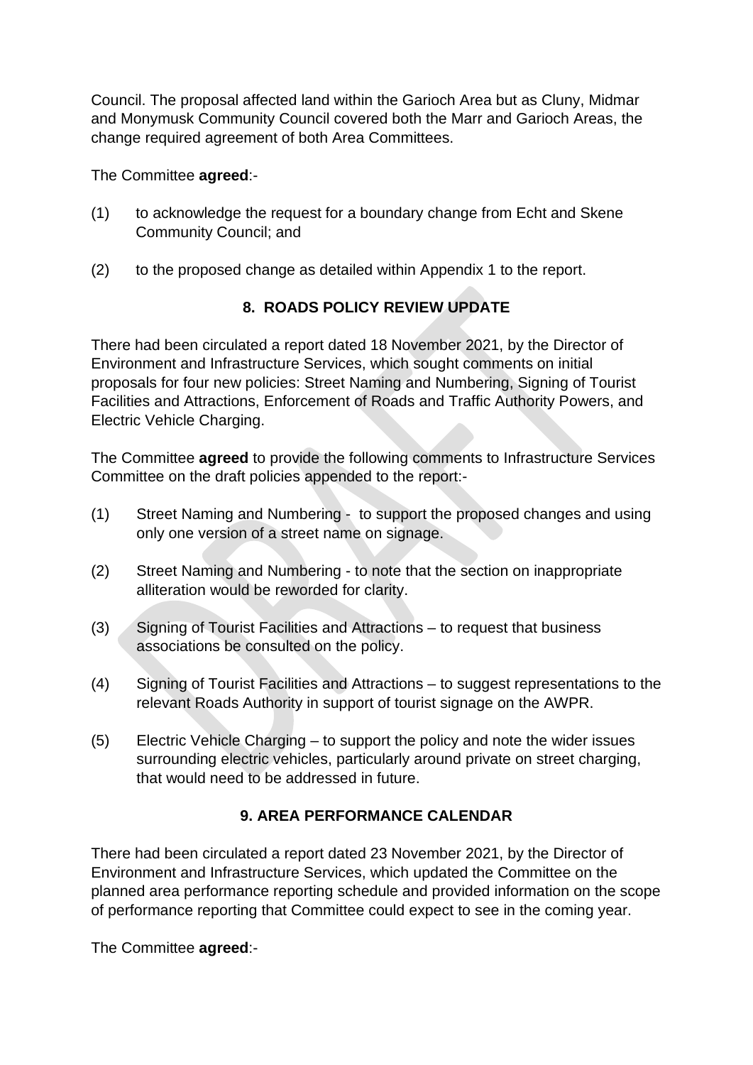Council. The proposal affected land within the Garioch Area but as Cluny, Midmar and Monymusk Community Council covered both the Marr and Garioch Areas, the change required agreement of both Area Committees.

The Committee **agreed**:-

(1) to acknowledge the request for a boundary change from Echt and Skene Community Council; and

(2) to the proposed change as detailed within Appendix 1 to the report.

## 8. ROADS POLICY REVIEW UPDATE

There had been circulated a report dated 18 November 2021, by the Director of Environment and Infrastructure Services, which sought comments on initial proposals for four new policies: Street Naming and Numbering, Signing of Tourist Facilities and Attractions, Enforcement of Roads and Traffic Authority Powers, and Electric Vehicle Charging.

The Committee **agreed** to provide the following comments to Infrastructure Services Committee on the draft policies appended to the report:-

(1) Street Naming and Numbering - to support the proposed changes and using only one version of a street name on signage.

(2) Street Naming and Numbering - to note that the section on inappropriate alliteration would be reworded for clarity.

(3) Signing of Tourist Facilities and Attractions – to request that business associations be consulted on the policy.

(4) Signing of Tourist Facilities and Attractions – to suggest representations to the relevant Roads Authority in support of tourist signage on the AWPR.

(5) Electric Vehicle Charging – to support the policy and note the wider issues surrounding electric vehicles, particularly around private on street charging, that would need to be addressed in future.

## 9. AREA PERFORMANCE CALENDAR

There had been circulated a report dated 23 November 2021, by the Director of Environment and Infrastructure Services, which updated the Committee on the planned area performance reporting schedule and provided information on the scope of performance reporting that Committee could expect to see in the coming year.

The Committee **agreed**:-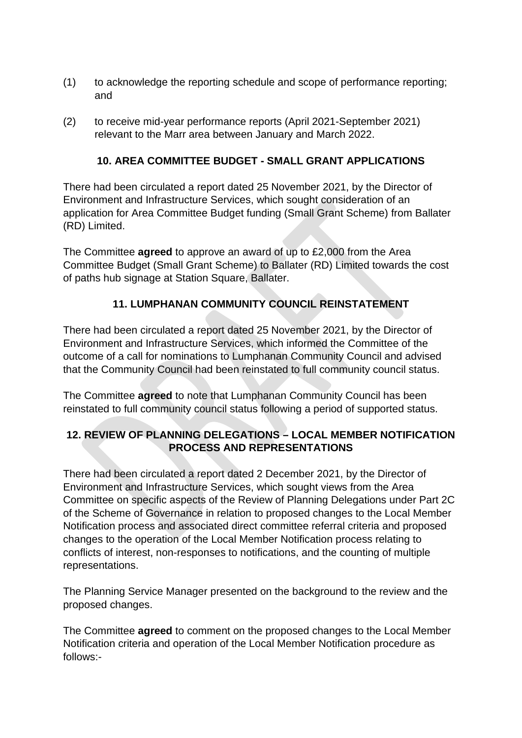(1) to acknowledge the reporting schedule and scope of performance reporting; and

(2) to receive mid-year performance reports (April 2021-September 2021) relevant to the Marr area between January and March 2022.

## 10. AREA COMMITTEE BUDGET - SMALL GRANT APPLICATIONS

There had been circulated a report dated 25 November 2021, by the Director of Environment and Infrastructure Services, which sought consideration of an application for Area Committee Budget funding (Small Grant Scheme) from Ballater (RD) Limited.

The Committee **agreed** to approve an award of up to £2,000 from the Area Committee Budget (Small Grant Scheme) to Ballater (RD) Limited towards the cost of paths hub signage at Station Square, Ballater.

## 11. LUMPHANAN COMMUNITY COUNCIL REINSTATEMENT

There had been circulated a report dated 25 November 2021, by the Director of Environment and Infrastructure Services, which informed the Committee of the outcome of a call for nominations to Lumphanan Community Council and advised that the Community Council had been reinstated to full community council status.

The Committee **agreed** to note that Lumphanan Community Council has been reinstated to full community council status following a period of supported status.

## 12. REVIEW OF PLANNING DELEGATIONS – LOCAL MEMBER NOTIFICATION PROCESS AND REPRESENTATIONS

There had been circulated a report dated 2 December 2021, by the Director of Environment and Infrastructure Services, which sought views from the Area Committee on specific aspects of the Review of Planning Delegations under Part 2C of the Scheme of Governance in relation to proposed changes to the Local Member Notification process and associated direct committee referral criteria and proposed changes to the operation of the Local Member Notification process relating to conflicts of interest, non-responses to notifications, and the counting of multiple representations.

The Planning Service Manager presented on the background to the review and the proposed changes.

The Committee **agreed** to comment on the proposed changes to the Local Member Notification criteria and operation of the Local Member Notification procedure as follows:-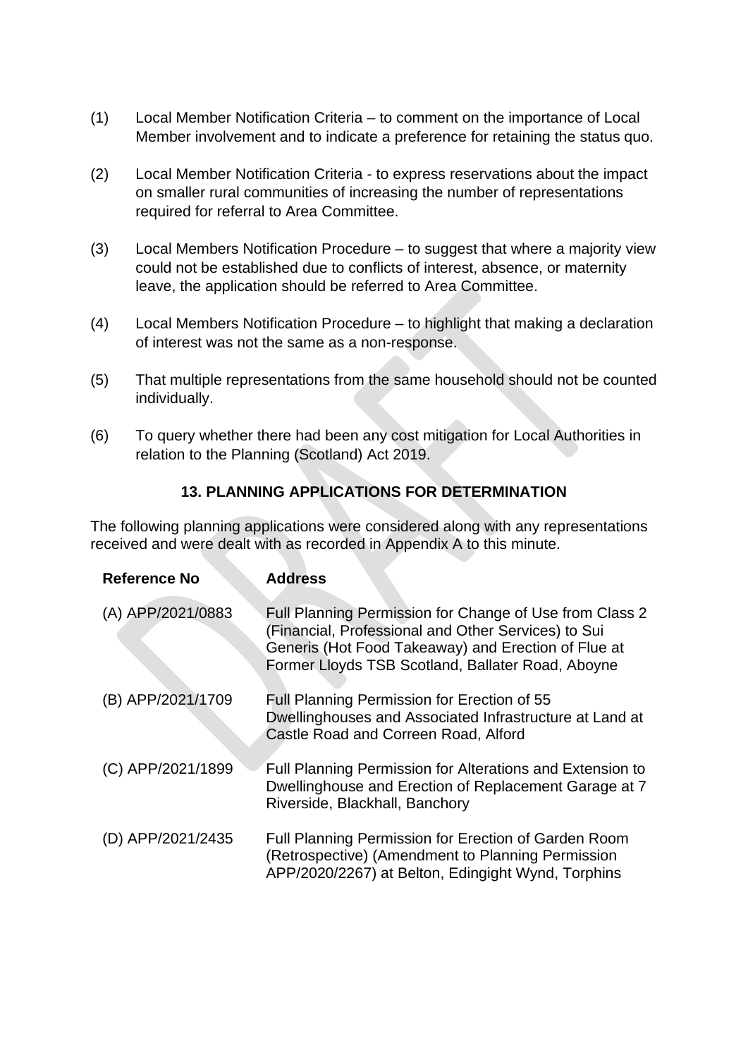(1) Local Member Notification Criteria – to comment on the importance of Local Member involvement and to indicate a preference for retaining the status quo.

(2) Local Member Notification Criteria - to express reservations about the impact on smaller rural communities of increasing the number of representations required for referral to Area Committee.

(3) Local Members Notification Procedure – to suggest that where a majority view could not be established due to conflicts of interest, absence, or maternity leave, the application should be referred to Area Committee.

(4) Local Members Notification Procedure – to highlight that making a declaration of interest was not the same as a non-response.

(5) That multiple representations from the same household should not be counted individually.

(6) To query whether there had been any cost mitigation for Local Authorities in relation to the Planning (Scotland) Act 2019.

## 13. PLANNING APPLICATIONS FOR DETERMINATION

The following planning applications were considered along with any representations received and were dealt with as recorded in Appendix A to this minute.

| Reference No | Address |
|---|---|
| (A) APP/2021/0883 | Full Planning Permission for Change of Use from Class 2 (Financial, Professional and Other Services) to Sui Generis (Hot Food Takeaway) and Erection of Flue at Former Lloyds TSB Scotland, Ballater Road, Aboyne |
| (B) APP/2021/1709 | Full Planning Permission for Erection of 55 Dwellinghouses and Associated Infrastructure at Land at Castle Road and Correen Road, Alford |
| (C) APP/2021/1899 | Full Planning Permission for Alterations and Extension to Dwellinghouse and Erection of Replacement Garage at 7 Riverside, Blackhall, Banchory |
| (D) APP/2021/2435 | Full Planning Permission for Erection of Garden Room (Retrospective) (Amendment to Planning Permission APP/2020/2267) at Belton, Edingight Wynd, Torphins |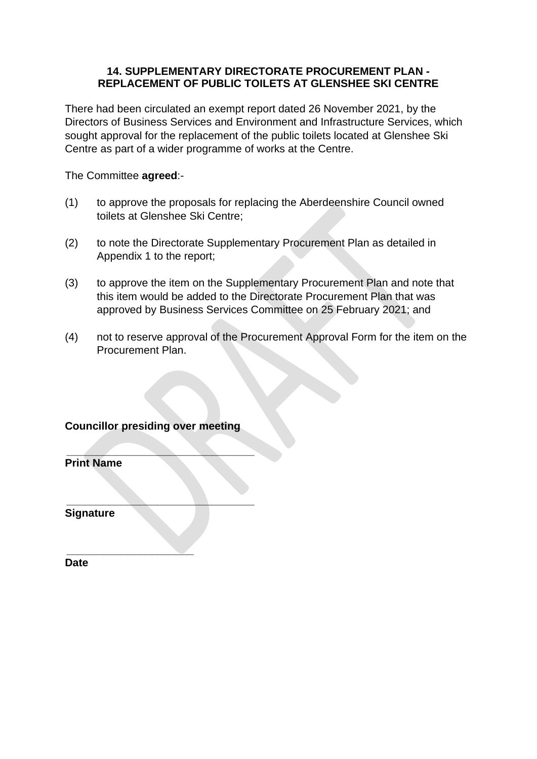### 14. SUPPLEMENTARY DIRECTORATE PROCUREMENT PLAN - REPLACEMENT OF PUBLIC TOILETS AT GLENSHEE SKI CENTRE

There had been circulated an exempt report dated 26 November 2021, by the Directors of Business Services and Environment and Infrastructure Services, which sought approval for the replacement of the public toilets located at Glenshee Ski Centre as part of a wider programme of works at the Centre.

The Committee **agreed**:-

(1) to approve the proposals for replacing the Aberdeenshire Council owned toilets at Glenshee Ski Centre;

(2) to note the Directorate Supplementary Procurement Plan as detailed in Appendix 1 to the report;

(3) to approve the item on the Supplementary Procurement Plan and note that this item would be added to the Directorate Procurement Plan that was approved by Business Services Committee on 25 February 2021; and

(4) not to reserve approval of the Procurement Approval Form for the item on the Procurement Plan.

**Councillor presiding over meeting**

_______________________________
**Print Name**

_______________________________
**Signature**

_____________________
**Date**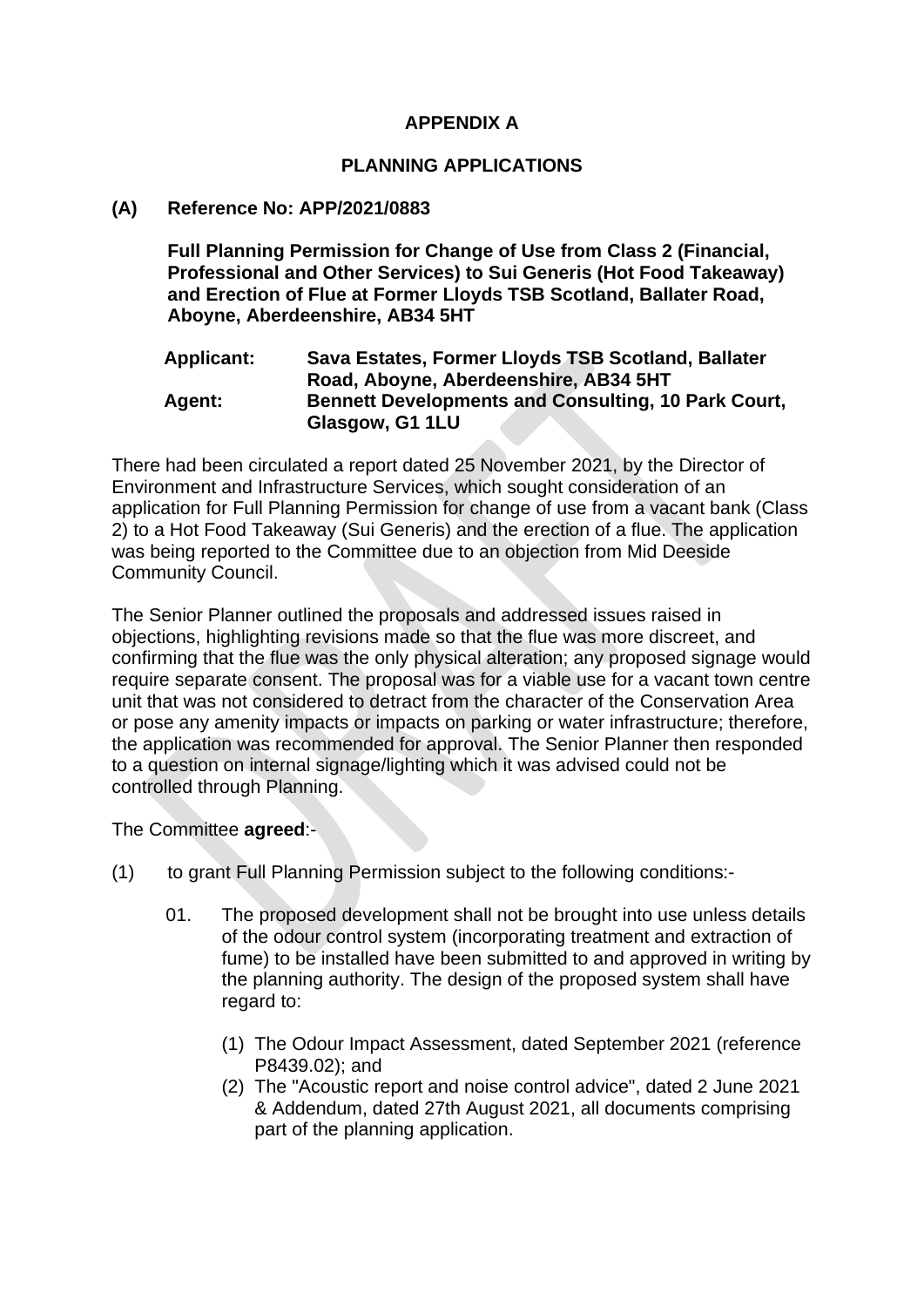# APPENDIX A

## PLANNING APPLICATIONS

### (A) Reference No: APP/2021/0883

**Full Planning Permission for Change of Use from Class 2 (Financial, Professional and Other Services) to Sui Generis (Hot Food Takeaway) and Erection of Flue at Former Lloyds TSB Scotland, Ballater Road, Aboyne, Aberdeenshire, AB34 5HT**

**Applicant:** **Sava Estates, Former Lloyds TSB Scotland, Ballater Road, Aboyne, Aberdeenshire, AB34 5HT**
**Agent:** **Bennett Developments and Consulting, 10 Park Court, Glasgow, G1 1LU**

There had been circulated a report dated 25 November 2021, by the Director of Environment and Infrastructure Services, which sought consideration of an application for Full Planning Permission for change of use from a vacant bank (Class 2) to a Hot Food Takeaway (Sui Generis) and the erection of a flue. The application was being reported to the Committee due to an objection from Mid Deeside Community Council.

The Senior Planner outlined the proposals and addressed issues raised in objections, highlighting revisions made so that the flue was more discreet, and confirming that the flue was the only physical alteration; any proposed signage would require separate consent. The proposal was for a viable use for a vacant town centre unit that was not considered to detract from the character of the Conservation Area or pose any amenity impacts or impacts on parking or water infrastructure; therefore, the application was recommended for approval. The Senior Planner then responded to a question on internal signage/lighting which it was advised could not be controlled through Planning.

The Committee **agreed**:-

(1) to grant Full Planning Permission subject to the following conditions:-

01. The proposed development shall not be brought into use unless details of the odour control system (incorporating treatment and extraction of fume) to be installed have been submitted to and approved in writing by the planning authority. The design of the proposed system shall have regard to:

    (1) The Odour Impact Assessment, dated September 2021 (reference P8439.02); and
    (2) The "Acoustic report and noise control advice", dated 2 June 2021 & Addendum, dated 27th August 2021, all documents comprising part of the planning application.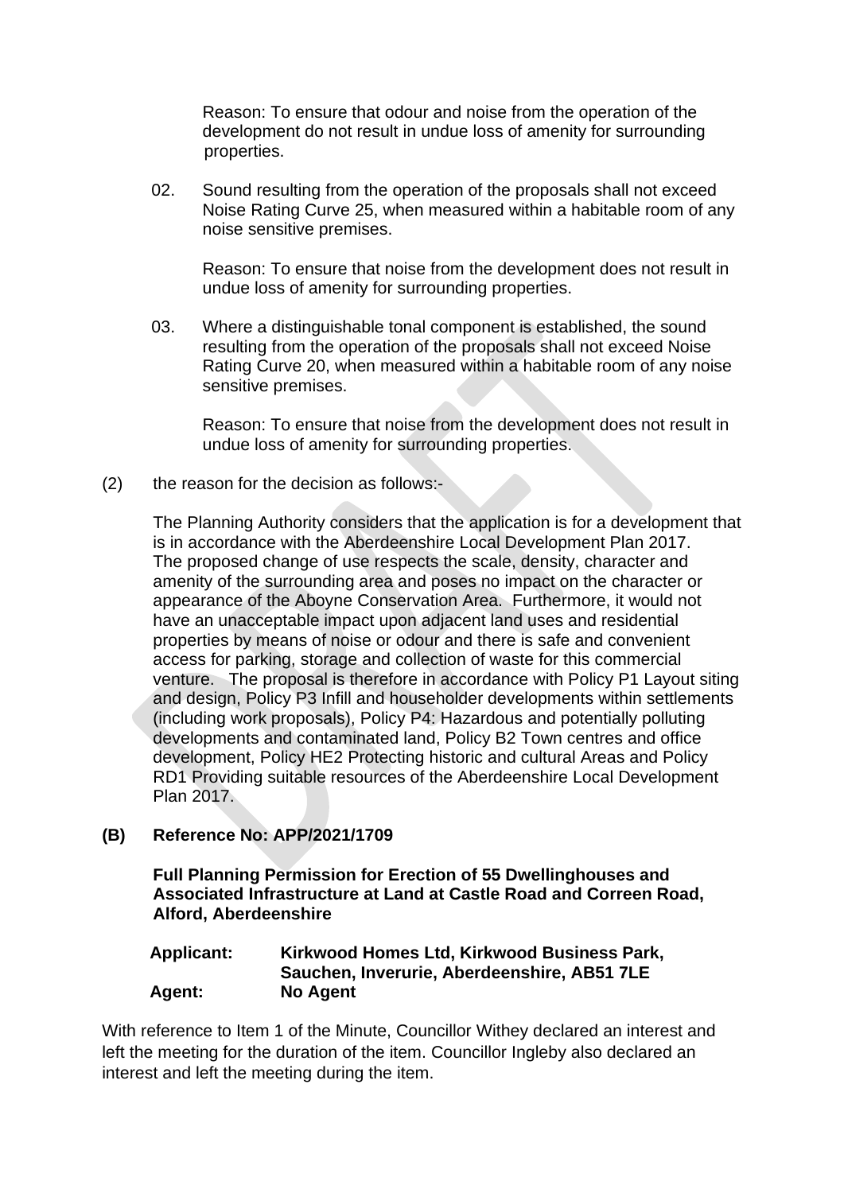Reason: To ensure that odour and noise from the operation of the development do not result in undue loss of amenity for surrounding properties.

02. Sound resulting from the operation of the proposals shall not exceed Noise Rating Curve 25, when measured within a habitable room of any noise sensitive premises.

    Reason: To ensure that noise from the development does not result in undue loss of amenity for surrounding properties.

03. Where a distinguishable tonal component is established, the sound resulting from the operation of the proposals shall not exceed Noise Rating Curve 20, when measured within a habitable room of any noise sensitive premises.

    Reason: To ensure that noise from the development does not result in undue loss of amenity for surrounding properties.

(2) the reason for the decision as follows:-

The Planning Authority considers that the application is for a development that is in accordance with the Aberdeenshire Local Development Plan 2017. The proposed change of use respects the scale, density, character and amenity of the surrounding area and poses no impact on the character or appearance of the Aboyne Conservation Area. Furthermore, it would not have an unacceptable impact upon adjacent land uses and residential properties by means of noise or odour and there is safe and convenient access for parking, storage and collection of waste for this commercial venture. The proposal is therefore in accordance with Policy P1 Layout siting and design, Policy P3 Infill and householder developments within settlements (including work proposals), Policy P4: Hazardous and potentially polluting developments and contaminated land, Policy B2 Town centres and office development, Policy HE2 Protecting historic and cultural Areas and Policy RD1 Providing suitable resources of the Aberdeenshire Local Development Plan 2017.

**(B) Reference No: APP/2021/1709**

**Full Planning Permission for Erection of 55 Dwellinghouses and Associated Infrastructure at Land at Castle Road and Correen Road, Alford, Aberdeenshire**

| | |
|---|---|
| **Applicant:** | **Kirkwood Homes Ltd, Kirkwood Business Park, Sauchen, Inverurie, Aberdeenshire, AB51 7LE** |
| **Agent:** | **No Agent** |

With reference to Item 1 of the Minute, Councillor Withey declared an interest and left the meeting for the duration of the item. Councillor Ingleby also declared an interest and left the meeting during the item.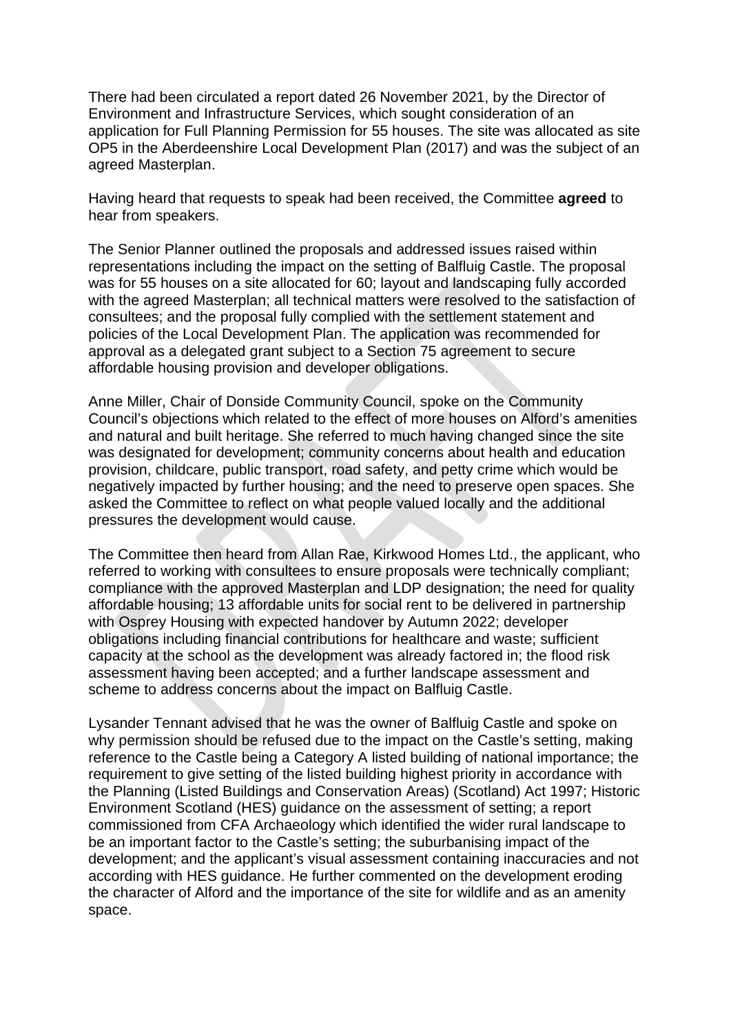There had been circulated a report dated 26 November 2021, by the Director of Environment and Infrastructure Services, which sought consideration of an application for Full Planning Permission for 55 houses. The site was allocated as site OP5 in the Aberdeenshire Local Development Plan (2017) and was the subject of an agreed Masterplan.

Having heard that requests to speak had been received, the Committee **agreed** to hear from speakers.

The Senior Planner outlined the proposals and addressed issues raised within representations including the impact on the setting of Balfluig Castle. The proposal was for 55 houses on a site allocated for 60; layout and landscaping fully accorded with the agreed Masterplan; all technical matters were resolved to the satisfaction of consultees; and the proposal fully complied with the settlement statement and policies of the Local Development Plan. The application was recommended for approval as a delegated grant subject to a Section 75 agreement to secure affordable housing provision and developer obligations.

Anne Miller, Chair of Donside Community Council, spoke on the Community Council's objections which related to the effect of more houses on Alford's amenities and natural and built heritage. She referred to much having changed since the site was designated for development; community concerns about health and education provision, childcare, public transport, road safety, and petty crime which would be negatively impacted by further housing; and the need to preserve open spaces. She asked the Committee to reflect on what people valued locally and the additional pressures the development would cause.

The Committee then heard from Allan Rae, Kirkwood Homes Ltd., the applicant, who referred to working with consultees to ensure proposals were technically compliant; compliance with the approved Masterplan and LDP designation; the need for quality affordable housing; 13 affordable units for social rent to be delivered in partnership with Osprey Housing with expected handover by Autumn 2022; developer obligations including financial contributions for healthcare and waste; sufficient capacity at the school as the development was already factored in; the flood risk assessment having been accepted; and a further landscape assessment and scheme to address concerns about the impact on Balfluig Castle.

Lysander Tennant advised that he was the owner of Balfluig Castle and spoke on why permission should be refused due to the impact on the Castle's setting, making reference to the Castle being a Category A listed building of national importance; the requirement to give setting of the listed building highest priority in accordance with the Planning (Listed Buildings and Conservation Areas) (Scotland) Act 1997; Historic Environment Scotland (HES) guidance on the assessment of setting; a report commissioned from CFA Archaeology which identified the wider rural landscape to be an important factor to the Castle's setting; the suburbanising impact of the development; and the applicant's visual assessment containing inaccuracies and not according with HES guidance. He further commented on the development eroding the character of Alford and the importance of the site for wildlife and as an amenity space.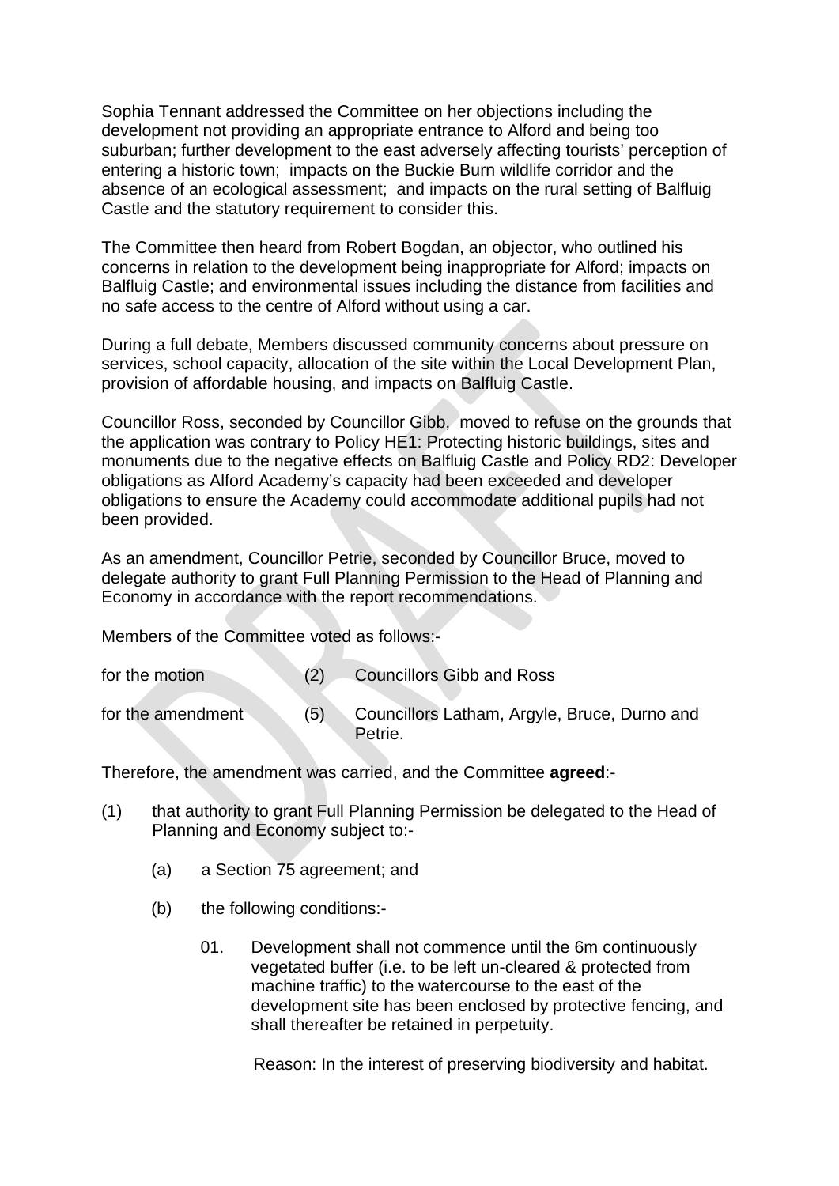Sophia Tennant addressed the Committee on her objections including the development not providing an appropriate entrance to Alford and being too suburban; further development to the east adversely affecting tourists' perception of entering a historic town; impacts on the Buckie Burn wildlife corridor and the absence of an ecological assessment; and impacts on the rural setting of Balfluig Castle and the statutory requirement to consider this.

The Committee then heard from Robert Bogdan, an objector, who outlined his concerns in relation to the development being inappropriate for Alford; impacts on Balfluig Castle; and environmental issues including the distance from facilities and no safe access to the centre of Alford without using a car.

During a full debate, Members discussed community concerns about pressure on services, school capacity, allocation of the site within the Local Development Plan, provision of affordable housing, and impacts on Balfluig Castle.

Councillor Ross, seconded by Councillor Gibb, moved to refuse on the grounds that the application was contrary to Policy HE1: Protecting historic buildings, sites and monuments due to the negative effects on Balfluig Castle and Policy RD2: Developer obligations as Alford Academy's capacity had been exceeded and developer obligations to ensure the Academy could accommodate additional pupils had not been provided.

As an amendment, Councillor Petrie, seconded by Councillor Bruce, moved to delegate authority to grant Full Planning Permission to the Head of Planning and Economy in accordance with the report recommendations.

Members of the Committee voted as follows:-

| | | |
|---|---|---|
| for the motion | (2) | Councillors Gibb and Ross |
| for the amendment | (5) | Councillors Latham, Argyle, Bruce, Durno and Petrie. |

Therefore, the amendment was carried, and the Committee **agreed**:-

(1) that authority to grant Full Planning Permission be delegated to the Head of Planning and Economy subject to:-

(a) a Section 75 agreement; and

(b) the following conditions:-

01. Development shall not commence until the 6m continuously vegetated buffer (i.e. to be left un-cleared & protected from machine traffic) to the watercourse to the east of the development site has been enclosed by protective fencing, and shall thereafter be retained in perpetuity.

Reason: In the interest of preserving biodiversity and habitat.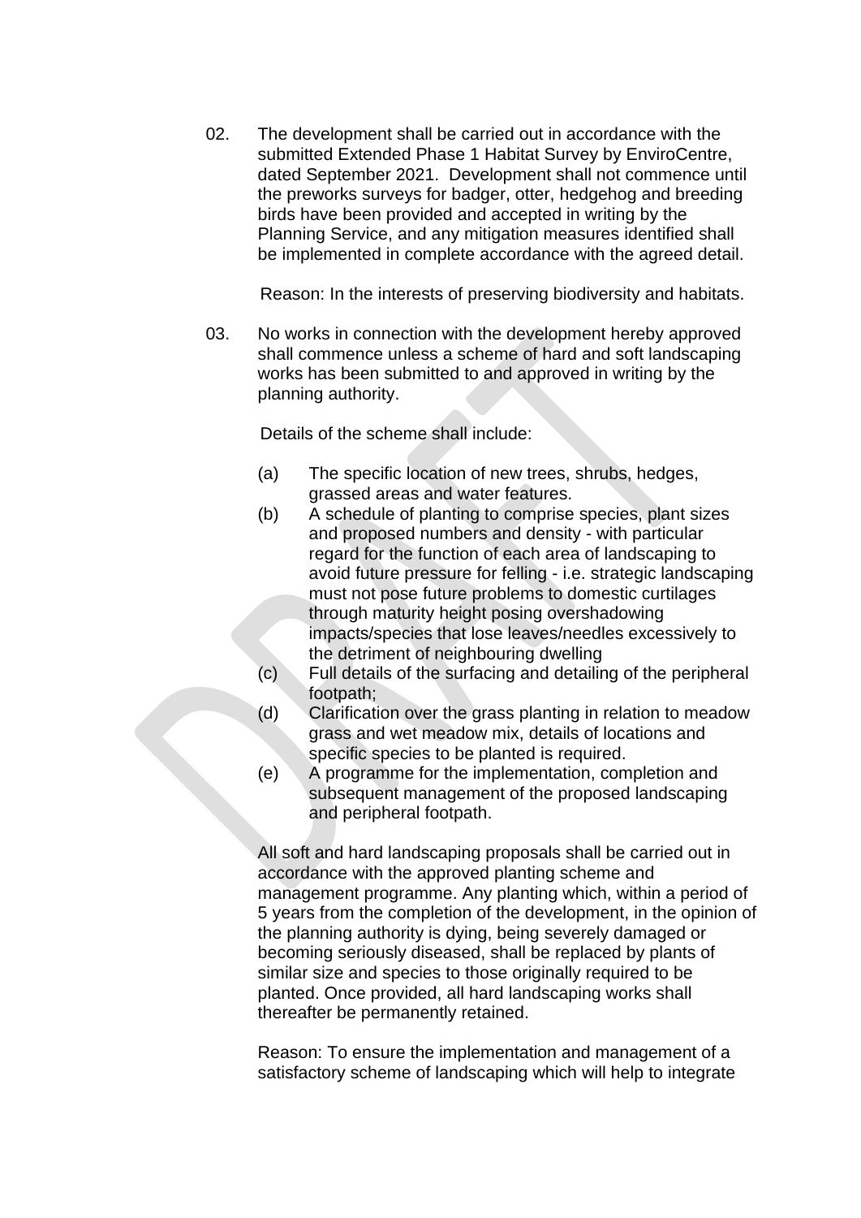02. The development shall be carried out in accordance with the submitted Extended Phase 1 Habitat Survey by EnviroCentre, dated September 2021. Development shall not commence until the preworks surveys for badger, otter, hedgehog and breeding birds have been provided and accepted in writing by the Planning Service, and any mitigation measures identified shall be implemented in complete accordance with the agreed detail.

Reason: In the interests of preserving biodiversity and habitats.

03. No works in connection with the development hereby approved shall commence unless a scheme of hard and soft landscaping works has been submitted to and approved in writing by the planning authority.

Details of the scheme shall include:

(a) The specific location of new trees, shrubs, hedges, grassed areas and water features.
(b) A schedule of planting to comprise species, plant sizes and proposed numbers and density - with particular regard for the function of each area of landscaping to avoid future pressure for felling - i.e. strategic landscaping must not pose future problems to domestic curtilages through maturity height posing overshadowing impacts/species that lose leaves/needles excessively to the detriment of neighbouring dwelling
(c) Full details of the surfacing and detailing of the peripheral footpath;
(d) Clarification over the grass planting in relation to meadow grass and wet meadow mix, details of locations and specific species to be planted is required.
(e) A programme for the implementation, completion and subsequent management of the proposed landscaping and peripheral footpath.

All soft and hard landscaping proposals shall be carried out in accordance with the approved planting scheme and management programme. Any planting which, within a period of 5 years from the completion of the development, in the opinion of the planning authority is dying, being severely damaged or becoming seriously diseased, shall be replaced by plants of similar size and species to those originally required to be planted. Once provided, all hard landscaping works shall thereafter be permanently retained.

Reason: To ensure the implementation and management of a satisfactory scheme of landscaping which will help to integrate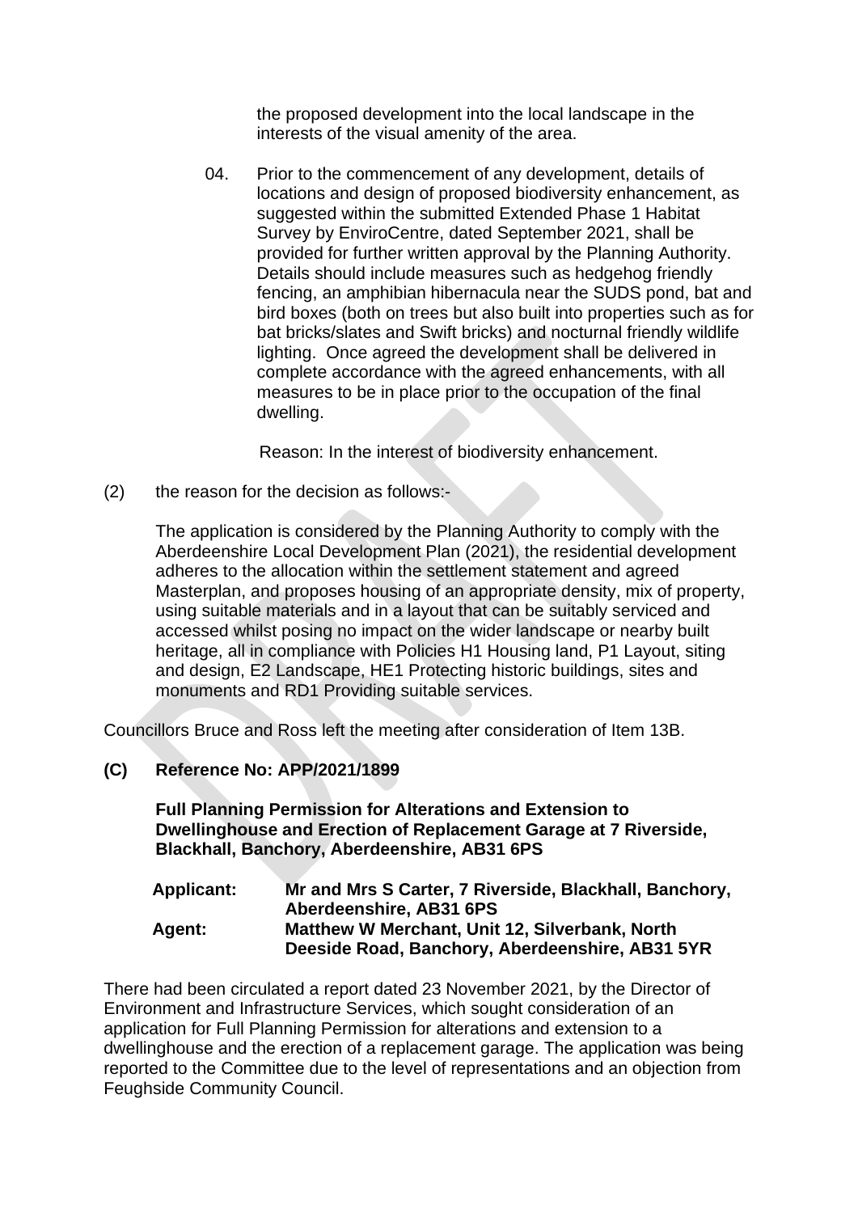the proposed development into the local landscape in the interests of the visual amenity of the area.

04. Prior to the commencement of any development, details of locations and design of proposed biodiversity enhancement, as suggested within the submitted Extended Phase 1 Habitat Survey by EnviroCentre, dated September 2021, shall be provided for further written approval by the Planning Authority. Details should include measures such as hedgehog friendly fencing, an amphibian hibernacula near the SUDS pond, bat and bird boxes (both on trees but also built into properties such as for bat bricks/slates and Swift bricks) and nocturnal friendly wildlife lighting. Once agreed the development shall be delivered in complete accordance with the agreed enhancements, with all measures to be in place prior to the occupation of the final dwelling.

Reason: In the interest of biodiversity enhancement.

(2) the reason for the decision as follows:-

The application is considered by the Planning Authority to comply with the Aberdeenshire Local Development Plan (2021), the residential development adheres to the allocation within the settlement statement and agreed Masterplan, and proposes housing of an appropriate density, mix of property, using suitable materials and in a layout that can be suitably serviced and accessed whilst posing no impact on the wider landscape or nearby built heritage, all in compliance with Policies H1 Housing land, P1 Layout, siting and design, E2 Landscape, HE1 Protecting historic buildings, sites and monuments and RD1 Providing suitable services.

Councillors Bruce and Ross left the meeting after consideration of Item 13B.

**(C) Reference No: APP/2021/1899**

**Full Planning Permission for Alterations and Extension to Dwellinghouse and Erection of Replacement Garage at 7 Riverside, Blackhall, Banchory, Aberdeenshire, AB31 6PS**

**Applicant:** **Mr and Mrs S Carter, 7 Riverside, Blackhall, Banchory, Aberdeenshire, AB31 6PS**
**Agent:** **Matthew W Merchant, Unit 12, Silverbank, North Deeside Road, Banchory, Aberdeenshire, AB31 5YR**

There had been circulated a report dated 23 November 2021, by the Director of Environment and Infrastructure Services, which sought consideration of an application for Full Planning Permission for alterations and extension to a dwellinghouse and the erection of a replacement garage. The application was being reported to the Committee due to the level of representations and an objection from Feughside Community Council.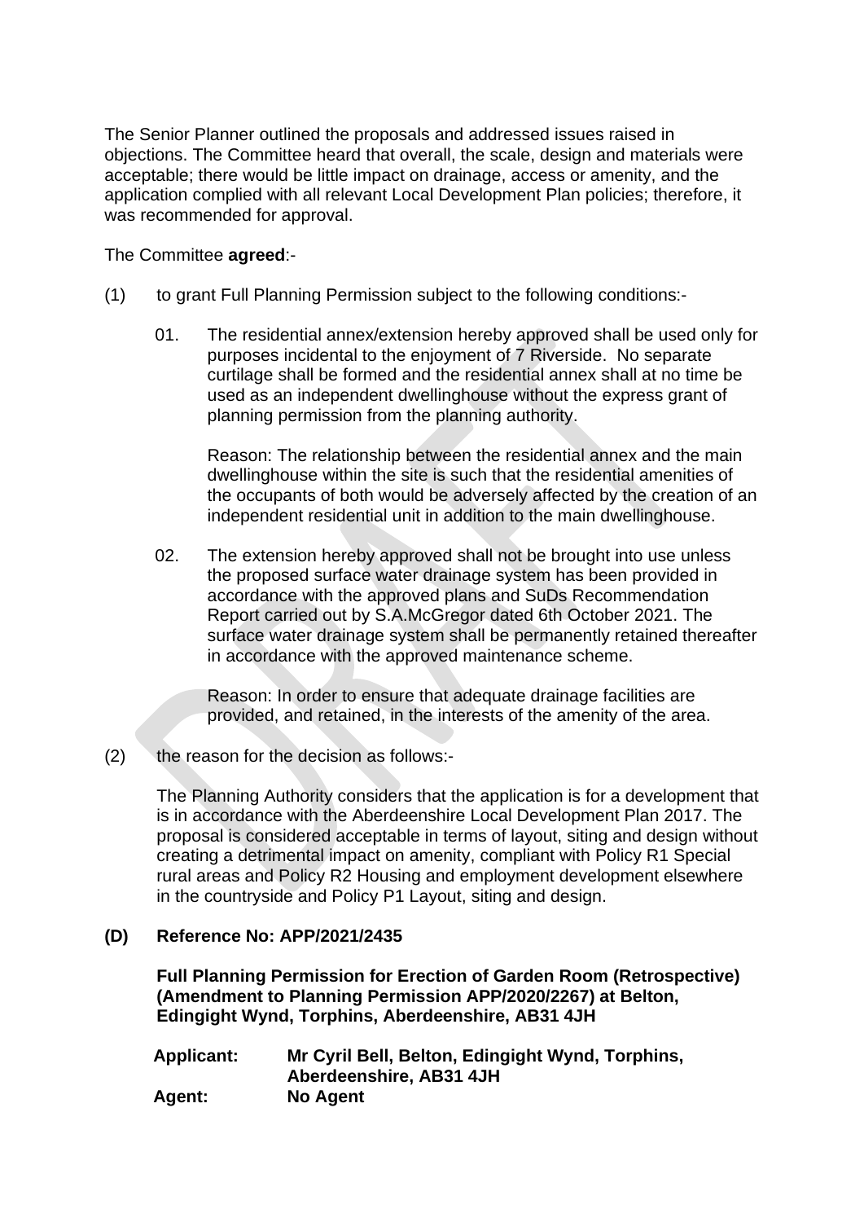The Senior Planner outlined the proposals and addressed issues raised in objections. The Committee heard that overall, the scale, design and materials were acceptable; there would be little impact on drainage, access or amenity, and the application complied with all relevant Local Development Plan policies; therefore, it was recommended for approval.

The Committee **agreed**:-

(1) to grant Full Planning Permission subject to the following conditions:-

01. The residential annex/extension hereby approved shall be used only for purposes incidental to the enjoyment of 7 Riverside. No separate curtilage shall be formed and the residential annex shall at no time be used as an independent dwellinghouse without the express grant of planning permission from the planning authority.

    Reason: The relationship between the residential annex and the main dwellinghouse within the site is such that the residential amenities of the occupants of both would be adversely affected by the creation of an independent residential unit in addition to the main dwellinghouse.

02. The extension hereby approved shall not be brought into use unless the proposed surface water drainage system has been provided in accordance with the approved plans and SuDs Recommendation Report carried out by S.A.McGregor dated 6th October 2021. The surface water drainage system shall be permanently retained thereafter in accordance with the approved maintenance scheme.

    Reason: In order to ensure that adequate drainage facilities are provided, and retained, in the interests of the amenity of the area.

(2) the reason for the decision as follows:-

The Planning Authority considers that the application is for a development that is in accordance with the Aberdeenshire Local Development Plan 2017. The proposal is considered acceptable in terms of layout, siting and design without creating a detrimental impact on amenity, compliant with Policy R1 Special rural areas and Policy R2 Housing and employment development elsewhere in the countryside and Policy P1 Layout, siting and design.

**(D) Reference No: APP/2021/2435**

**Full Planning Permission for Erection of Garden Room (Retrospective) (Amendment to Planning Permission APP/2020/2267) at Belton, Edingight Wynd, Torphins, Aberdeenshire, AB31 4JH**

**Applicant:** **Mr Cyril Bell, Belton, Edingight Wynd, Torphins, Aberdeenshire, AB31 4JH**
**Agent:** **No Agent**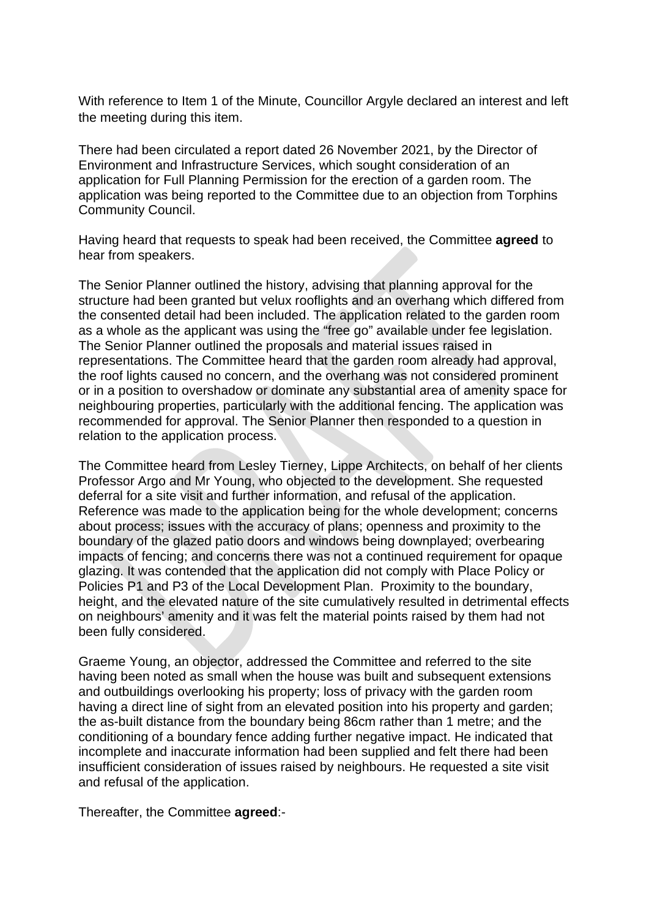With reference to Item 1 of the Minute, Councillor Argyle declared an interest and left the meeting during this item.

There had been circulated a report dated 26 November 2021, by the Director of Environment and Infrastructure Services, which sought consideration of an application for Full Planning Permission for the erection of a garden room. The application was being reported to the Committee due to an objection from Torphins Community Council.

Having heard that requests to speak had been received, the Committee **agreed** to hear from speakers.

The Senior Planner outlined the history, advising that planning approval for the structure had been granted but velux rooflights and an overhang which differed from the consented detail had been included. The application related to the garden room as a whole as the applicant was using the "free go" available under fee legislation. The Senior Planner outlined the proposals and material issues raised in representations. The Committee heard that the garden room already had approval, the roof lights caused no concern, and the overhang was not considered prominent or in a position to overshadow or dominate any substantial area of amenity space for neighbouring properties, particularly with the additional fencing. The application was recommended for approval. The Senior Planner then responded to a question in relation to the application process.

The Committee heard from Lesley Tierney, Lippe Architects, on behalf of her clients Professor Argo and Mr Young, who objected to the development. She requested deferral for a site visit and further information, and refusal of the application. Reference was made to the application being for the whole development; concerns about process; issues with the accuracy of plans; openness and proximity to the boundary of the glazed patio doors and windows being downplayed; overbearing impacts of fencing; and concerns there was not a continued requirement for opaque glazing. It was contended that the application did not comply with Place Policy or Policies P1 and P3 of the Local Development Plan. Proximity to the boundary, height, and the elevated nature of the site cumulatively resulted in detrimental effects on neighbours' amenity and it was felt the material points raised by them had not been fully considered.

Graeme Young, an objector, addressed the Committee and referred to the site having been noted as small when the house was built and subsequent extensions and outbuildings overlooking his property; loss of privacy with the garden room having a direct line of sight from an elevated position into his property and garden; the as-built distance from the boundary being 86cm rather than 1 metre; and the conditioning of a boundary fence adding further negative impact. He indicated that incomplete and inaccurate information had been supplied and felt there had been insufficient consideration of issues raised by neighbours. He requested a site visit and refusal of the application.

Thereafter, the Committee **agreed**:-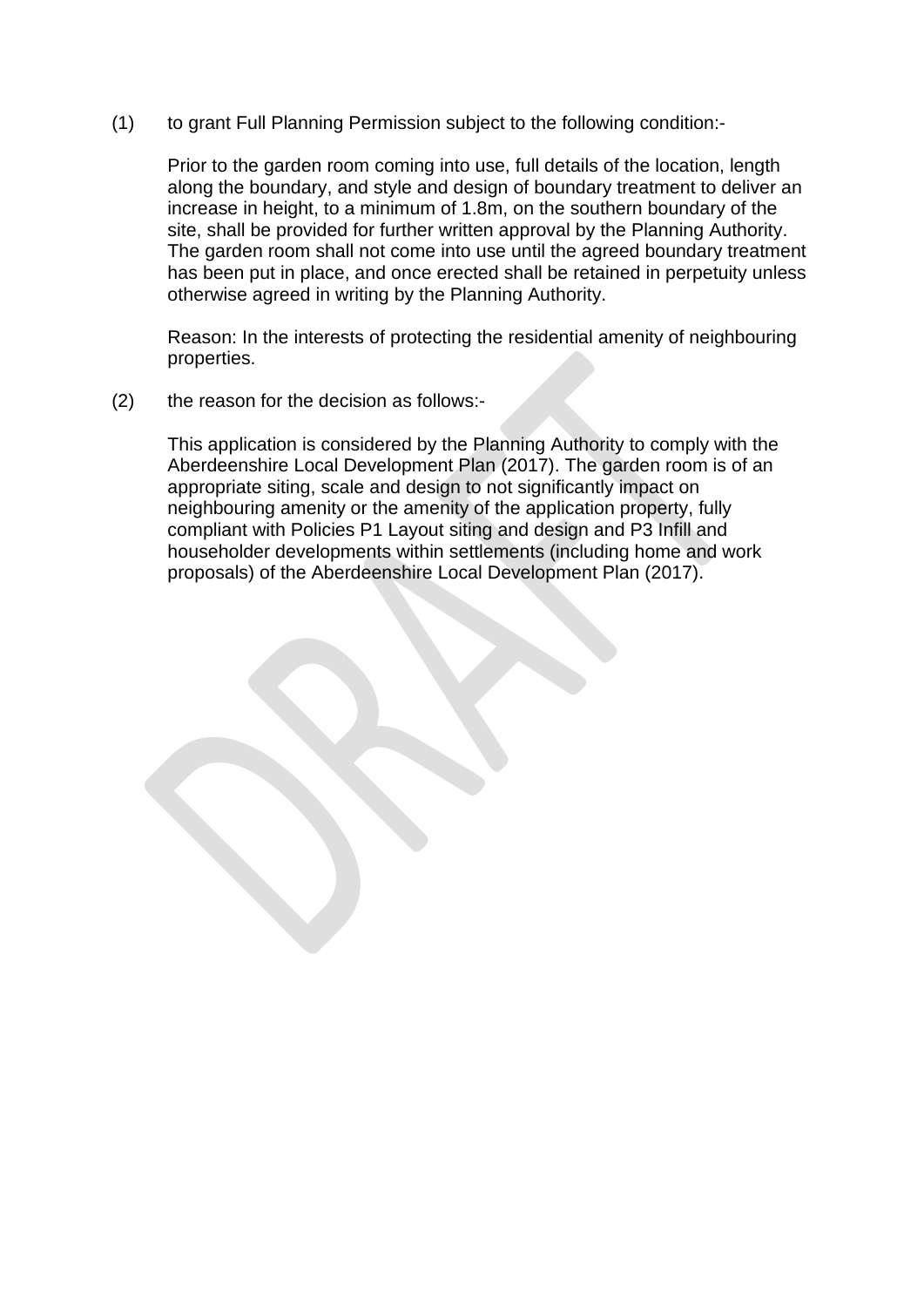(1) to grant Full Planning Permission subject to the following condition:-

Prior to the garden room coming into use, full details of the location, length along the boundary, and style and design of boundary treatment to deliver an increase in height, to a minimum of 1.8m, on the southern boundary of the site, shall be provided for further written approval by the Planning Authority. The garden room shall not come into use until the agreed boundary treatment has been put in place, and once erected shall be retained in perpetuity unless otherwise agreed in writing by the Planning Authority.

Reason: In the interests of protecting the residential amenity of neighbouring properties.

(2) the reason for the decision as follows:-

This application is considered by the Planning Authority to comply with the Aberdeenshire Local Development Plan (2017). The garden room is of an appropriate siting, scale and design to not significantly impact on neighbouring amenity or the amenity of the application property, fully compliant with Policies P1 Layout siting and design and P3 Infill and householder developments within settlements (including home and work proposals) of the Aberdeenshire Local Development Plan (2017).